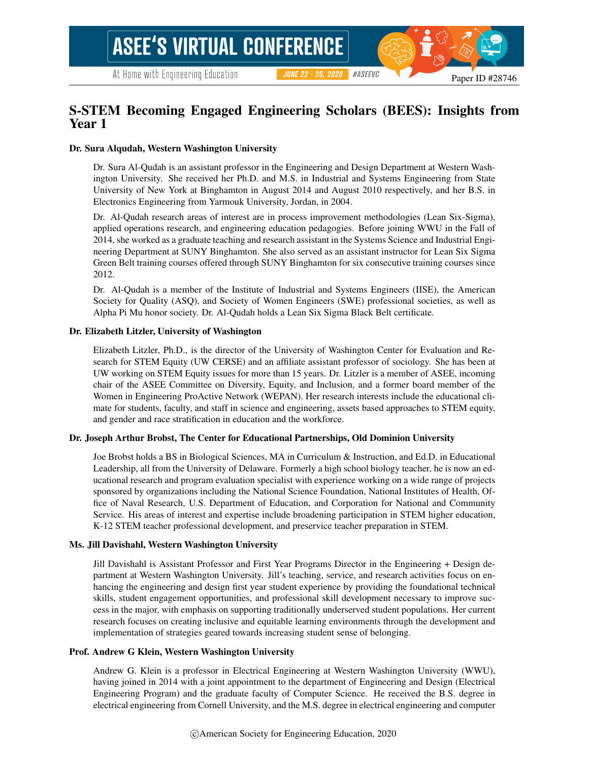Paper ID #28746

# S-STEM Becoming Engaged Engineering Scholars (BEES): Insights from Year 1

**Dr. Sura Alqudah, Western Washington University**

Dr. Sura Al-Qudah is an assistant professor in the Engineering and Design Department at Western Washington University. She received her Ph.D. and M.S. in Industrial and Systems Engineering from State University of New York at Binghamton in August 2014 and August 2010 respectively, and her B.S. in Electronics Engineering from Yarmouk University, Jordan, in 2004.

Dr. Al-Qudah research areas of interest are in process improvement methodologies (Lean Six-Sigma), applied operations research, and engineering education pedagogies. Before joining WWU in the Fall of 2014, she worked as a graduate teaching and research assistant in the Systems Science and Industrial Engineering Department at SUNY Binghamton. She also served as an assistant instructor for Lean Six Sigma Green Belt training courses offered through SUNY Binghamton for six consecutive training courses since 2012.

Dr. Al-Qudah is a member of the Institute of Industrial and Systems Engineers (IISE), the American Society for Quality (ASQ), and Society of Women Engineers (SWE) professional societies, as well as Alpha Pi Mu honor society. Dr. Al-Qudah holds a Lean Six Sigma Black Belt certificate.

**Dr. Elizabeth Litzler, University of Washington**

Elizabeth Litzler, Ph.D., is the director of the University of Washington Center for Evaluation and Research for STEM Equity (UW CERSE) and an affiliate assistant professor of sociology. She has been at UW working on STEM Equity issues for more than 15 years. Dr. Litzler is a member of ASEE, incoming chair of the ASEE Committee on Diversity, Equity, and Inclusion, and a former board member of the Women in Engineering ProActive Network (WEPAN). Her research interests include the educational climate for students, faculty, and staff in science and engineering, assets based approaches to STEM equity, and gender and race stratification in education and the workforce.

**Dr. Joseph Arthur Brobst, The Center for Educational Partnerships, Old Dominion University**

Joe Brobst holds a BS in Biological Sciences, MA in Curriculum & Instruction, and Ed.D. in Educational Leadership, all from the University of Delaware. Formerly a high school biology teacher, he is now an educational research and program evaluation specialist with experience working on a wide range of projects sponsored by organizations including the National Science Foundation, National Institutes of Health, Office of Naval Research, U.S. Department of Education, and Corporation for National and Community Service. His areas of interest and expertise include broadening participation in STEM higher education, K-12 STEM teacher professional development, and preservice teacher preparation in STEM.

**Ms. Jill Davishahl, Western Washington University**

Jill Davishahl is Assistant Professor and First Year Programs Director in the Engineering + Design department at Western Washington University. Jill's teaching, service, and research activities focus on enhancing the engineering and design first year student experience by providing the foundational technical skills, student engagement opportunities, and professional skill development necessary to improve success in the major, with emphasis on supporting traditionally underserved student populations. Her current research focuses on creating inclusive and equitable learning environments through the development and implementation of strategies geared towards increasing student sense of belonging.

**Prof. Andrew G Klein, Western Washington University**

Andrew G. Klein is a professor in Electrical Engineering at Western Washington University (WWU), having joined in 2014 with a joint appointment to the department of Engineering and Design (Electrical Engineering Program) and the graduate faculty of Computer Science. He received the B.S. degree in electrical engineering from Cornell University, and the M.S. degree in electrical engineering and computer

©American Society for Engineering Education, 2020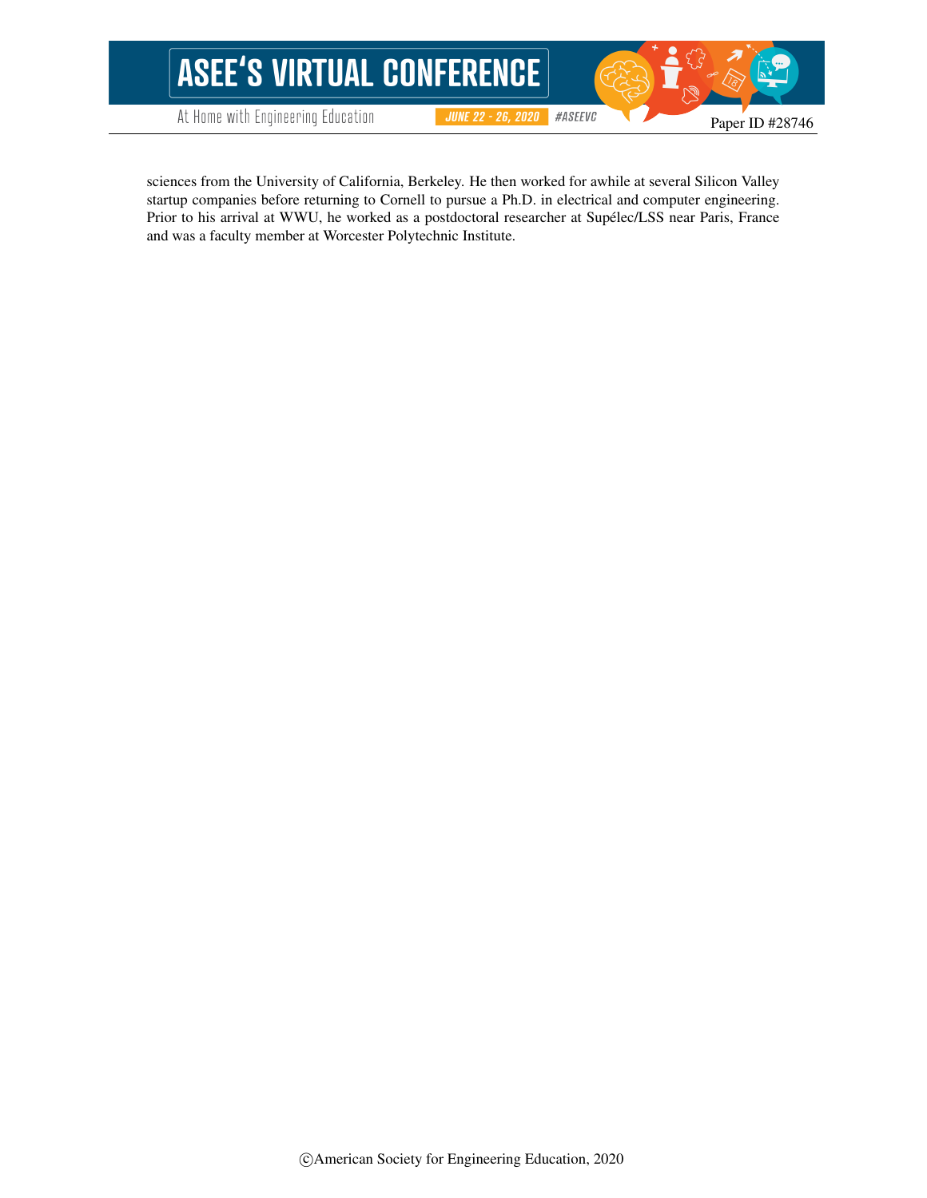sciences from the University of California, Berkeley. He then worked for awhile at several Silicon Valley startup companies before returning to Cornell to pursue a Ph.D. in electrical and computer engineering. Prior to his arrival at WWU, he worked as a postdoctoral researcher at Supélec/LSS near Paris, France and was a faculty member at Worcester Polytechnic Institute.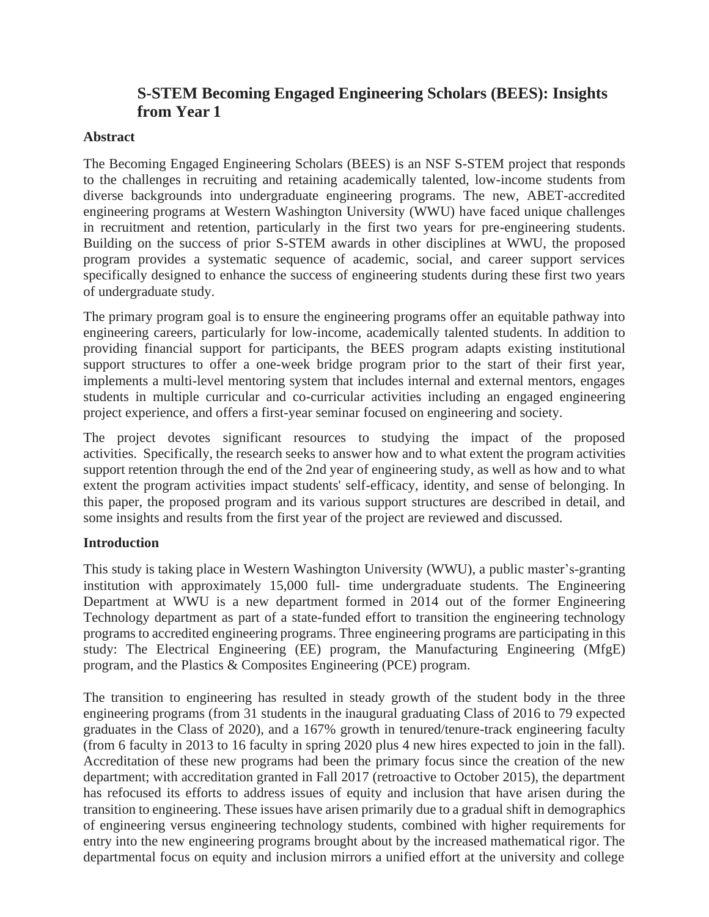# S-STEM Becoming Engaged Engineering Scholars (BEES): Insights from Year 1

## Abstract

The Becoming Engaged Engineering Scholars (BEES) is an NSF S-STEM project that responds to the challenges in recruiting and retaining academically talented, low-income students from diverse backgrounds into undergraduate engineering programs. The new, ABET-accredited engineering programs at Western Washington University (WWU) have faced unique challenges in recruitment and retention, particularly in the first two years for pre-engineering students. Building on the success of prior S-STEM awards in other disciplines at WWU, the proposed program provides a systematic sequence of academic, social, and career support services specifically designed to enhance the success of engineering students during these first two years of undergraduate study.

The primary program goal is to ensure the engineering programs offer an equitable pathway into engineering careers, particularly for low-income, academically talented students. In addition to providing financial support for participants, the BEES program adapts existing institutional support structures to offer a one-week bridge program prior to the start of their first year, implements a multi-level mentoring system that includes internal and external mentors, engages students in multiple curricular and co-curricular activities including an engaged engineering project experience, and offers a first-year seminar focused on engineering and society.

The project devotes significant resources to studying the impact of the proposed activities. Specifically, the research seeks to answer how and to what extent the program activities support retention through the end of the 2nd year of engineering study, as well as how and to what extent the program activities impact students' self-efficacy, identity, and sense of belonging. In this paper, the proposed program and its various support structures are described in detail, and some insights and results from the first year of the project are reviewed and discussed.

## Introduction

This study is taking place in Western Washington University (WWU), a public master's-granting institution with approximately 15,000 full- time undergraduate students. The Engineering Department at WWU is a new department formed in 2014 out of the former Engineering Technology department as part of a state-funded effort to transition the engineering technology programs to accredited engineering programs. Three engineering programs are participating in this study: The Electrical Engineering (EE) program, the Manufacturing Engineering (MfgE) program, and the Plastics & Composites Engineering (PCE) program.

The transition to engineering has resulted in steady growth of the student body in the three engineering programs (from 31 students in the inaugural graduating Class of 2016 to 79 expected graduates in the Class of 2020), and a 167% growth in tenured/tenure-track engineering faculty (from 6 faculty in 2013 to 16 faculty in spring 2020 plus 4 new hires expected to join in the fall). Accreditation of these new programs had been the primary focus since the creation of the new department; with accreditation granted in Fall 2017 (retroactive to October 2015), the department has refocused its efforts to address issues of equity and inclusion that have arisen during the transition to engineering. These issues have arisen primarily due to a gradual shift in demographics of engineering versus engineering technology students, combined with higher requirements for entry into the new engineering programs brought about by the increased mathematical rigor. The departmental focus on equity and inclusion mirrors a unified effort at the university and college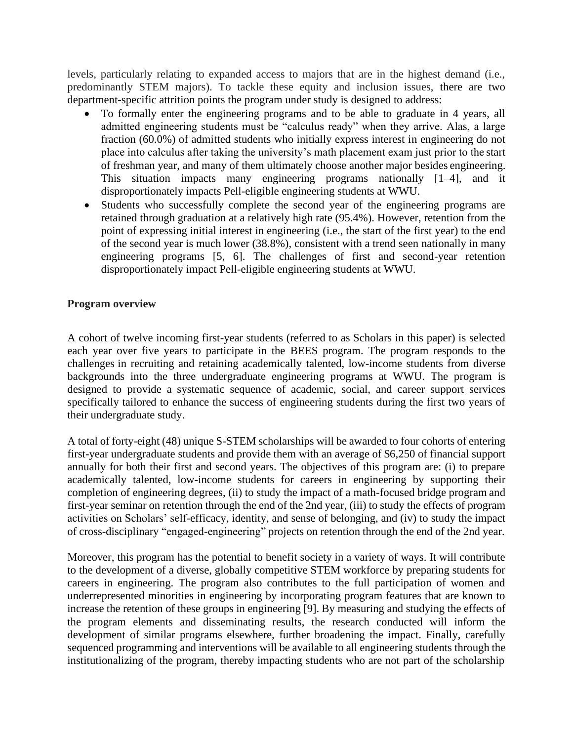levels, particularly relating to expanded access to majors that are in the highest demand (i.e., predominantly STEM majors). To tackle these equity and inclusion issues, there are two department-specific attrition points the program under study is designed to address:

- To formally enter the engineering programs and to be able to graduate in 4 years, all admitted engineering students must be "calculus ready" when they arrive. Alas, a large fraction (60.0%) of admitted students who initially express interest in engineering do not place into calculus after taking the university's math placement exam just prior to the start of freshman year, and many of them ultimately choose another major besides engineering. This situation impacts many engineering programs nationally [1–4], and it disproportionately impacts Pell-eligible engineering students at WWU.
- Students who successfully complete the second year of the engineering programs are retained through graduation at a relatively high rate (95.4%). However, retention from the point of expressing initial interest in engineering (i.e., the start of the first year) to the end of the second year is much lower (38.8%), consistent with a trend seen nationally in many engineering programs [5, 6]. The challenges of first and second-year retention disproportionately impact Pell-eligible engineering students at WWU.

**Program overview**

A cohort of twelve incoming first-year students (referred to as Scholars in this paper) is selected each year over five years to participate in the BEES program. The program responds to the challenges in recruiting and retaining academically talented, low-income students from diverse backgrounds into the three undergraduate engineering programs at WWU. The program is designed to provide a systematic sequence of academic, social, and career support services specifically tailored to enhance the success of engineering students during the first two years of their undergraduate study.

A total of forty-eight (48) unique S-STEM scholarships will be awarded to four cohorts of entering first-year undergraduate students and provide them with an average of $6,250 of financial support annually for both their first and second years. The objectives of this program are: (i) to prepare academically talented, low-income students for careers in engineering by supporting their completion of engineering degrees, (ii) to study the impact of a math-focused bridge program and first-year seminar on retention through the end of the 2nd year, (iii) to study the effects of program activities on Scholars' self-efficacy, identity, and sense of belonging, and (iv) to study the impact of cross-disciplinary "engaged-engineering" projects on retention through the end of the 2nd year.

Moreover, this program has the potential to benefit society in a variety of ways. It will contribute to the development of a diverse, globally competitive STEM workforce by preparing students for careers in engineering. The program also contributes to the full participation of women and underrepresented minorities in engineering by incorporating program features that are known to increase the retention of these groups in engineering [9]. By measuring and studying the effects of the program elements and disseminating results, the research conducted will inform the development of similar programs elsewhere, further broadening the impact. Finally, carefully sequenced programming and interventions will be available to all engineering students through the institutionalizing of the program, thereby impacting students who are not part of the scholarship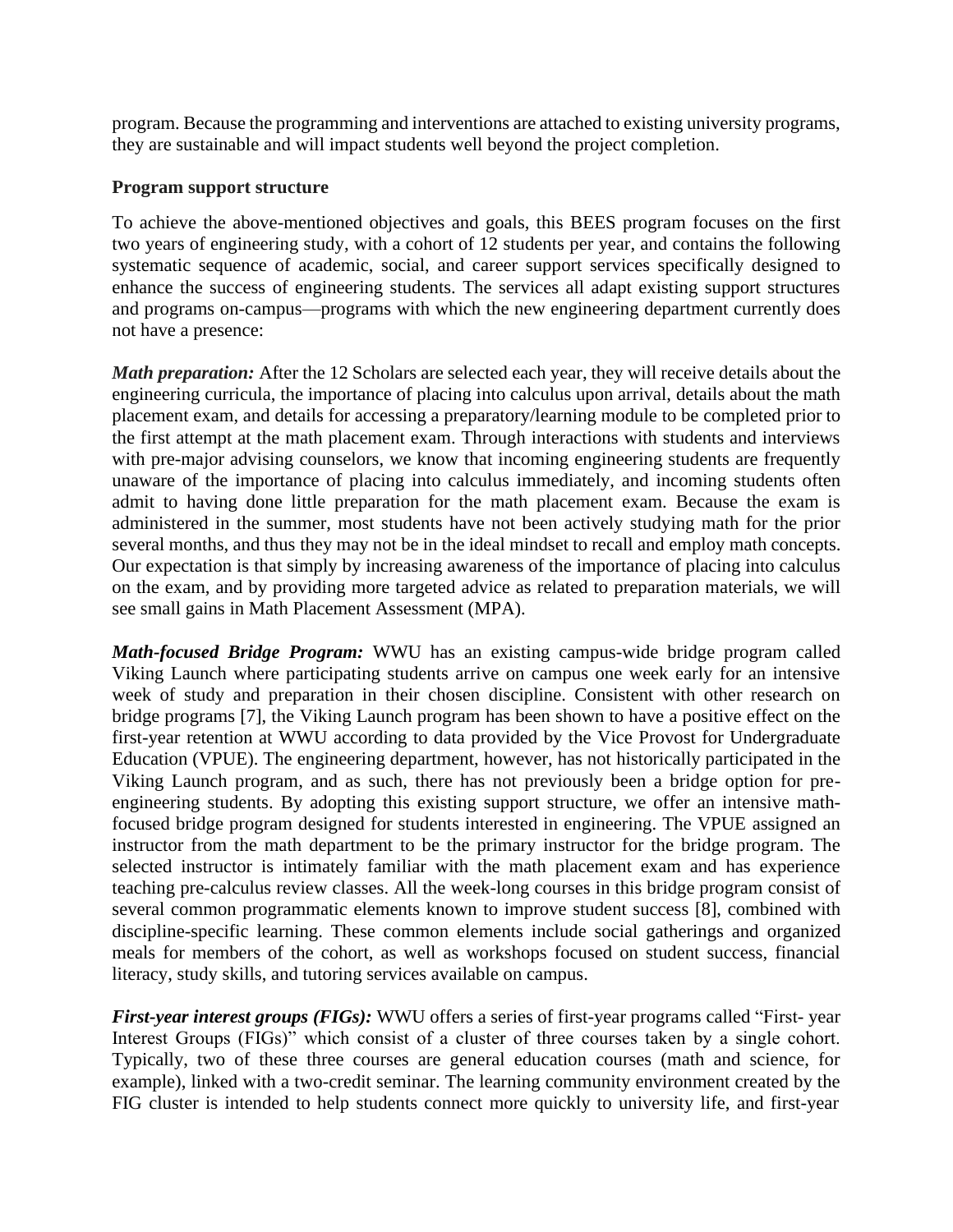program. Because the programming and interventions are attached to existing university programs, they are sustainable and will impact students well beyond the project completion.

**Program support structure**

To achieve the above-mentioned objectives and goals, this BEES program focuses on the first two years of engineering study, with a cohort of 12 students per year, and contains the following systematic sequence of academic, social, and career support services specifically designed to enhance the success of engineering students. The services all adapt existing support structures and programs on-campus—programs with which the new engineering department currently does not have a presence:

***Math preparation:*** After the 12 Scholars are selected each year, they will receive details about the engineering curricula, the importance of placing into calculus upon arrival, details about the math placement exam, and details for accessing a preparatory/learning module to be completed prior to the first attempt at the math placement exam. Through interactions with students and interviews with pre-major advising counselors, we know that incoming engineering students are frequently unaware of the importance of placing into calculus immediately, and incoming students often admit to having done little preparation for the math placement exam. Because the exam is administered in the summer, most students have not been actively studying math for the prior several months, and thus they may not be in the ideal mindset to recall and employ math concepts. Our expectation is that simply by increasing awareness of the importance of placing into calculus on the exam, and by providing more targeted advice as related to preparation materials, we will see small gains in Math Placement Assessment (MPA).

***Math-focused Bridge Program:*** WWU has an existing campus-wide bridge program called Viking Launch where participating students arrive on campus one week early for an intensive week of study and preparation in their chosen discipline. Consistent with other research on bridge programs [7], the Viking Launch program has been shown to have a positive effect on the first-year retention at WWU according to data provided by the Vice Provost for Undergraduate Education (VPUE). The engineering department, however, has not historically participated in the Viking Launch program, and as such, there has not previously been a bridge option for pre-engineering students. By adopting this existing support structure, we offer an intensive math-focused bridge program designed for students interested in engineering. The VPUE assigned an instructor from the math department to be the primary instructor for the bridge program. The selected instructor is intimately familiar with the math placement exam and has experience teaching pre-calculus review classes. All the week-long courses in this bridge program consist of several common programmatic elements known to improve student success [8], combined with discipline-specific learning. These common elements include social gatherings and organized meals for members of the cohort, as well as workshops focused on student success, financial literacy, study skills, and tutoring services available on campus.

***First-year interest groups (FIGs):*** WWU offers a series of first-year programs called "First- year Interest Groups (FIGs)" which consist of a cluster of three courses taken by a single cohort. Typically, two of these three courses are general education courses (math and science, for example), linked with a two-credit seminar. The learning community environment created by the FIG cluster is intended to help students connect more quickly to university life, and first-year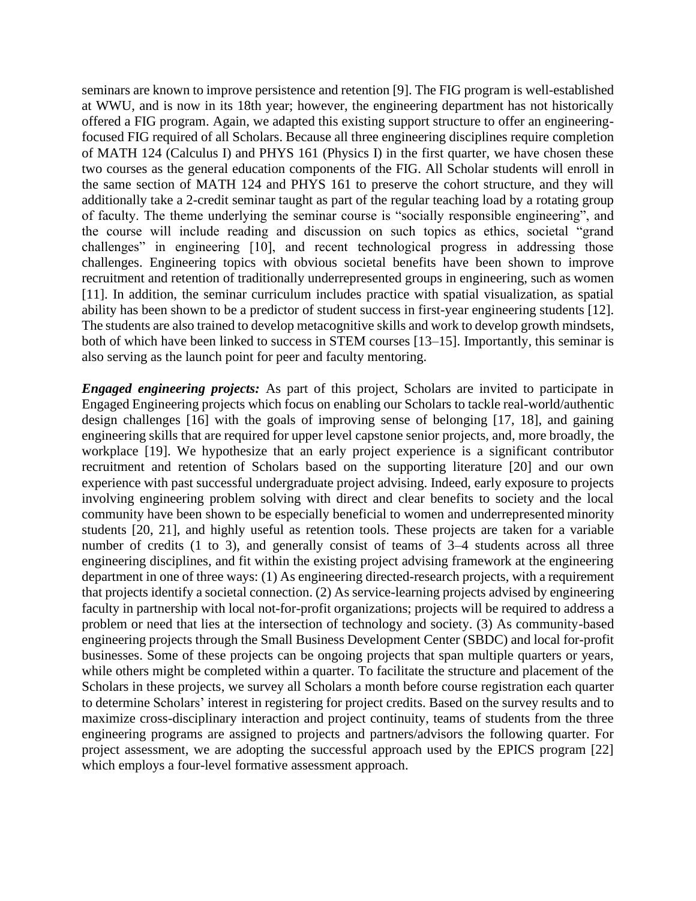seminars are known to improve persistence and retention [9]. The FIG program is well-established at WWU, and is now in its 18th year; however, the engineering department has not historically offered a FIG program. Again, we adapted this existing support structure to offer an engineering-focused FIG required of all Scholars. Because all three engineering disciplines require completion of MATH 124 (Calculus I) and PHYS 161 (Physics I) in the first quarter, we have chosen these two courses as the general education components of the FIG. All Scholar students will enroll in the same section of MATH 124 and PHYS 161 to preserve the cohort structure, and they will additionally take a 2-credit seminar taught as part of the regular teaching load by a rotating group of faculty. The theme underlying the seminar course is "socially responsible engineering", and the course will include reading and discussion on such topics as ethics, societal "grand challenges" in engineering [10], and recent technological progress in addressing those challenges. Engineering topics with obvious societal benefits have been shown to improve recruitment and retention of traditionally underrepresented groups in engineering, such as women [11]. In addition, the seminar curriculum includes practice with spatial visualization, as spatial ability has been shown to be a predictor of student success in first-year engineering students [12]. The students are also trained to develop metacognitive skills and work to develop growth mindsets, both of which have been linked to success in STEM courses [13–15]. Importantly, this seminar is also serving as the launch point for peer and faculty mentoring.

***Engaged engineering projects:*** As part of this project, Scholars are invited to participate in Engaged Engineering projects which focus on enabling our Scholars to tackle real-world/authentic design challenges [16] with the goals of improving sense of belonging [17, 18], and gaining engineering skills that are required for upper level capstone senior projects, and, more broadly, the workplace [19]. We hypothesize that an early project experience is a significant contributor recruitment and retention of Scholars based on the supporting literature [20] and our own experience with past successful undergraduate project advising. Indeed, early exposure to projects involving engineering problem solving with direct and clear benefits to society and the local community have been shown to be especially beneficial to women and underrepresented minority students [20, 21], and highly useful as retention tools. These projects are taken for a variable number of credits (1 to 3), and generally consist of teams of 3–4 students across all three engineering disciplines, and fit within the existing project advising framework at the engineering department in one of three ways: (1) As engineering directed-research projects, with a requirement that projects identify a societal connection. (2) As service-learning projects advised by engineering faculty in partnership with local not-for-profit organizations; projects will be required to address a problem or need that lies at the intersection of technology and society. (3) As community-based engineering projects through the Small Business Development Center (SBDC) and local for-profit businesses. Some of these projects can be ongoing projects that span multiple quarters or years, while others might be completed within a quarter. To facilitate the structure and placement of the Scholars in these projects, we survey all Scholars a month before course registration each quarter to determine Scholars' interest in registering for project credits. Based on the survey results and to maximize cross-disciplinary interaction and project continuity, teams of students from the three engineering programs are assigned to projects and partners/advisors the following quarter. For project assessment, we are adopting the successful approach used by the EPICS program [22] which employs a four-level formative assessment approach.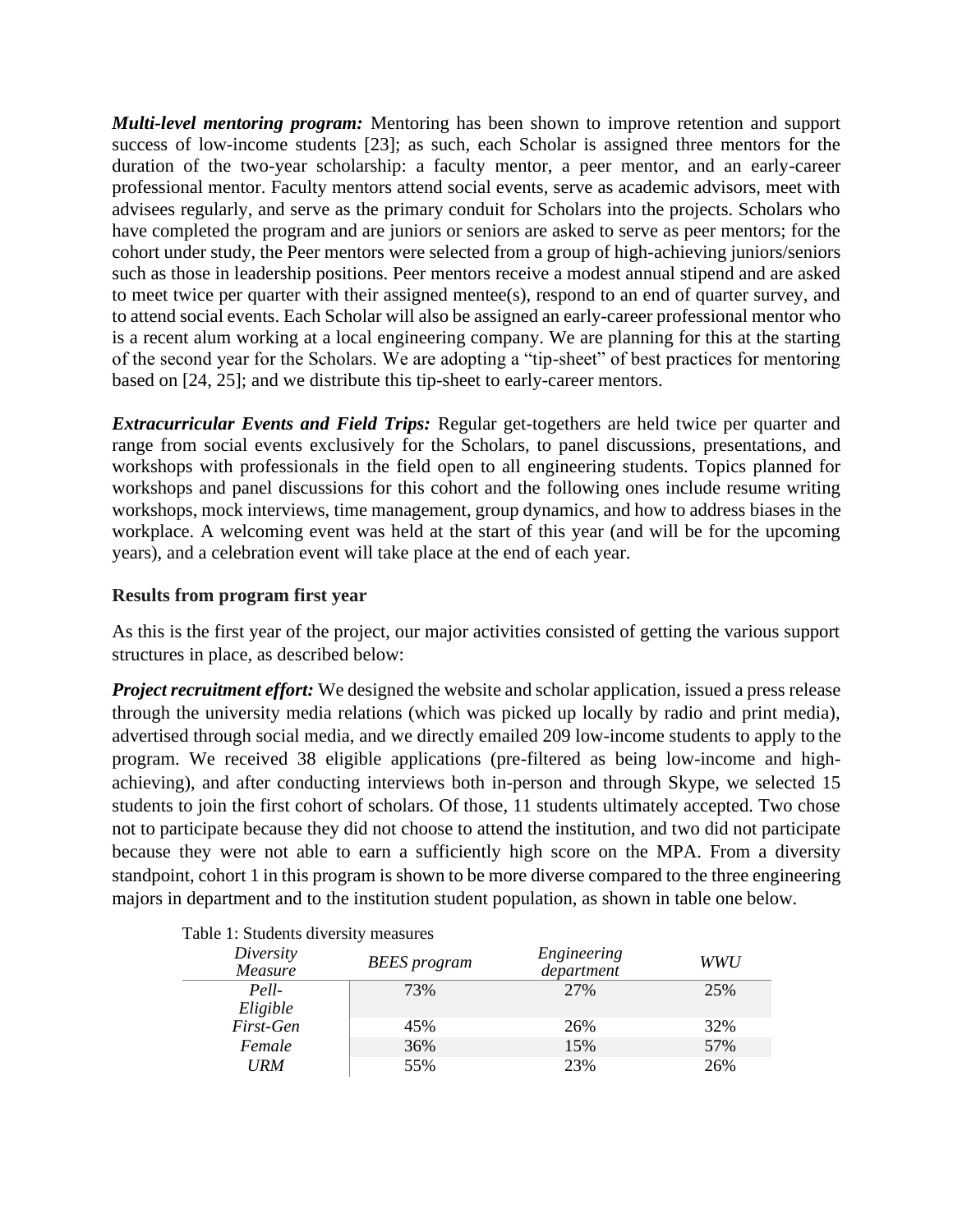***Multi-level mentoring program:*** Mentoring has been shown to improve retention and support success of low-income students [23]; as such, each Scholar is assigned three mentors for the duration of the two-year scholarship: a faculty mentor, a peer mentor, and an early-career professional mentor. Faculty mentors attend social events, serve as academic advisors, meet with advisees regularly, and serve as the primary conduit for Scholars into the projects. Scholars who have completed the program and are juniors or seniors are asked to serve as peer mentors; for the cohort under study, the Peer mentors were selected from a group of high-achieving juniors/seniors such as those in leadership positions. Peer mentors receive a modest annual stipend and are asked to meet twice per quarter with their assigned mentee(s), respond to an end of quarter survey, and to attend social events. Each Scholar will also be assigned an early-career professional mentor who is a recent alum working at a local engineering company. We are planning for this at the starting of the second year for the Scholars. We are adopting a "tip-sheet" of best practices for mentoring based on [24, 25]; and we distribute this tip-sheet to early-career mentors.

***Extracurricular Events and Field Trips:*** Regular get-togethers are held twice per quarter and range from social events exclusively for the Scholars, to panel discussions, presentations, and workshops with professionals in the field open to all engineering students. Topics planned for workshops and panel discussions for this cohort and the following ones include resume writing workshops, mock interviews, time management, group dynamics, and how to address biases in the workplace. A welcoming event was held at the start of this year (and will be for the upcoming years), and a celebration event will take place at the end of each year.

**Results from program first year**

As this is the first year of the project, our major activities consisted of getting the various support structures in place, as described below:

***Project recruitment effort:*** We designed the website and scholar application, issued a press release through the university media relations (which was picked up locally by radio and print media), advertised through social media, and we directly emailed 209 low-income students to apply to the program. We received 38 eligible applications (pre-filtered as being low-income and high-achieving), and after conducting interviews both in-person and through Skype, we selected 15 students to join the first cohort of scholars. Of those, 11 students ultimately accepted. Two chose not to participate because they did not choose to attend the institution, and two did not participate because they were not able to earn a sufficiently high score on the MPA. From a diversity standpoint, cohort 1 in this program is shown to be more diverse compared to the three engineering majors in department and to the institution student population, as shown in table one below.

Table 1: Students diversity measures

| *Diversity Measure* | *BEES program* | *Engineering department* | *WWU* |
|---|---|---|---|
| *Pell-Eligible* | 73% | 27% | 25% |
| *First-Gen* | 45% | 26% | 32% |
| *Female* | 36% | 15% | 57% |
| *URM* | 55% | 23% | 26% |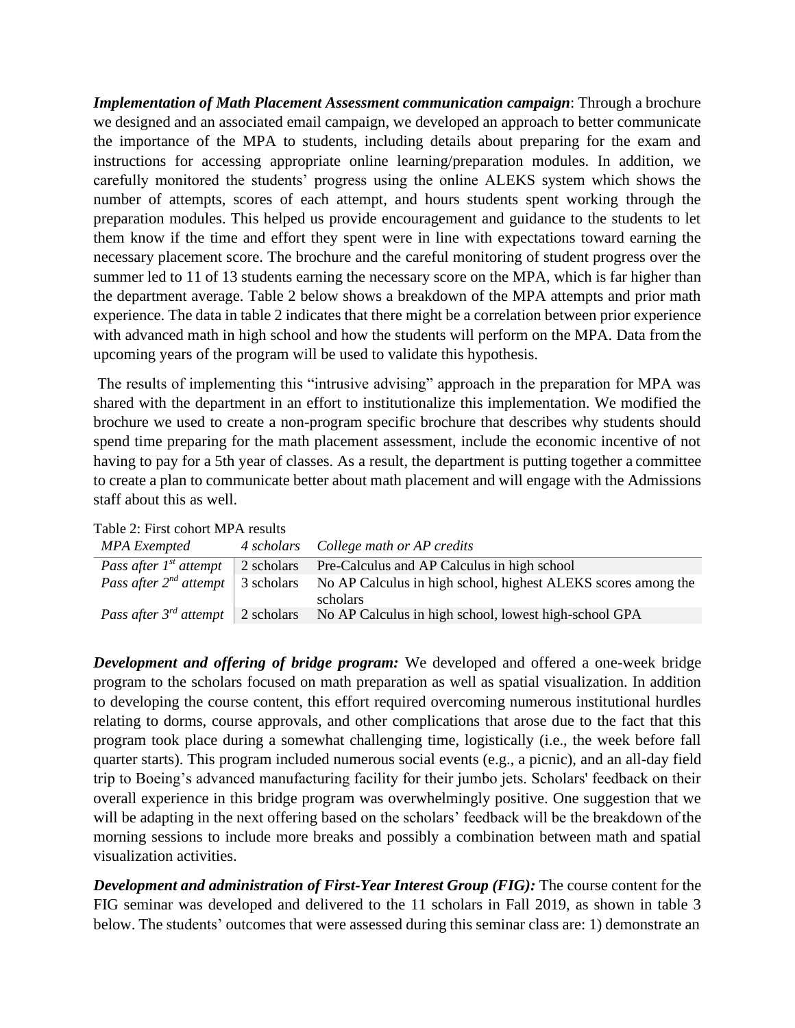***Implementation of Math Placement Assessment communication campaign***: Through a brochure we designed and an associated email campaign, we developed an approach to better communicate the importance of the MPA to students, including details about preparing for the exam and instructions for accessing appropriate online learning/preparation modules. In addition, we carefully monitored the students' progress using the online ALEKS system which shows the number of attempts, scores of each attempt, and hours students spent working through the preparation modules. This helped us provide encouragement and guidance to the students to let them know if the time and effort they spent were in line with expectations toward earning the necessary placement score. The brochure and the careful monitoring of student progress over the summer led to 11 of 13 students earning the necessary score on the MPA, which is far higher than the department average. Table 2 below shows a breakdown of the MPA attempts and prior math experience. The data in table 2 indicates that there might be a correlation between prior experience with advanced math in high school and how the students will perform on the MPA. Data from the upcoming years of the program will be used to validate this hypothesis.

The results of implementing this "intrusive advising" approach in the preparation for MPA was shared with the department in an effort to institutionalize this implementation. We modified the brochure we used to create a non-program specific brochure that describes why students should spend time preparing for the math placement assessment, include the economic incentive of not having to pay for a 5th year of classes. As a result, the department is putting together a committee to create a plan to communicate better about math placement and will engage with the Admissions staff about this as well.

Table 2: First cohort MPA results

| *MPA Exempted* | *4 scholars* | *College math or AP credits* |
|---|---|---|
| *Pass after 1st attempt* | 2 scholars | Pre-Calculus and AP Calculus in high school |
| *Pass after 2nd attempt* | 3 scholars | No AP Calculus in high school, highest ALEKS scores among the scholars |
| *Pass after 3rd attempt* | 2 scholars | No AP Calculus in high school, lowest high-school GPA |

***Development and offering of bridge program:*** We developed and offered a one-week bridge program to the scholars focused on math preparation as well as spatial visualization. In addition to developing the course content, this effort required overcoming numerous institutional hurdles relating to dorms, course approvals, and other complications that arose due to the fact that this program took place during a somewhat challenging time, logistically (i.e., the week before fall quarter starts). This program included numerous social events (e.g., a picnic), and an all-day field trip to Boeing's advanced manufacturing facility for their jumbo jets. Scholars' feedback on their overall experience in this bridge program was overwhelmingly positive. One suggestion that we will be adapting in the next offering based on the scholars' feedback will be the breakdown of the morning sessions to include more breaks and possibly a combination between math and spatial visualization activities.

***Development and administration of First-Year Interest Group (FIG):*** The course content for the FIG seminar was developed and delivered to the 11 scholars in Fall 2019, as shown in table 3 below. The students' outcomes that were assessed during this seminar class are: 1) demonstrate an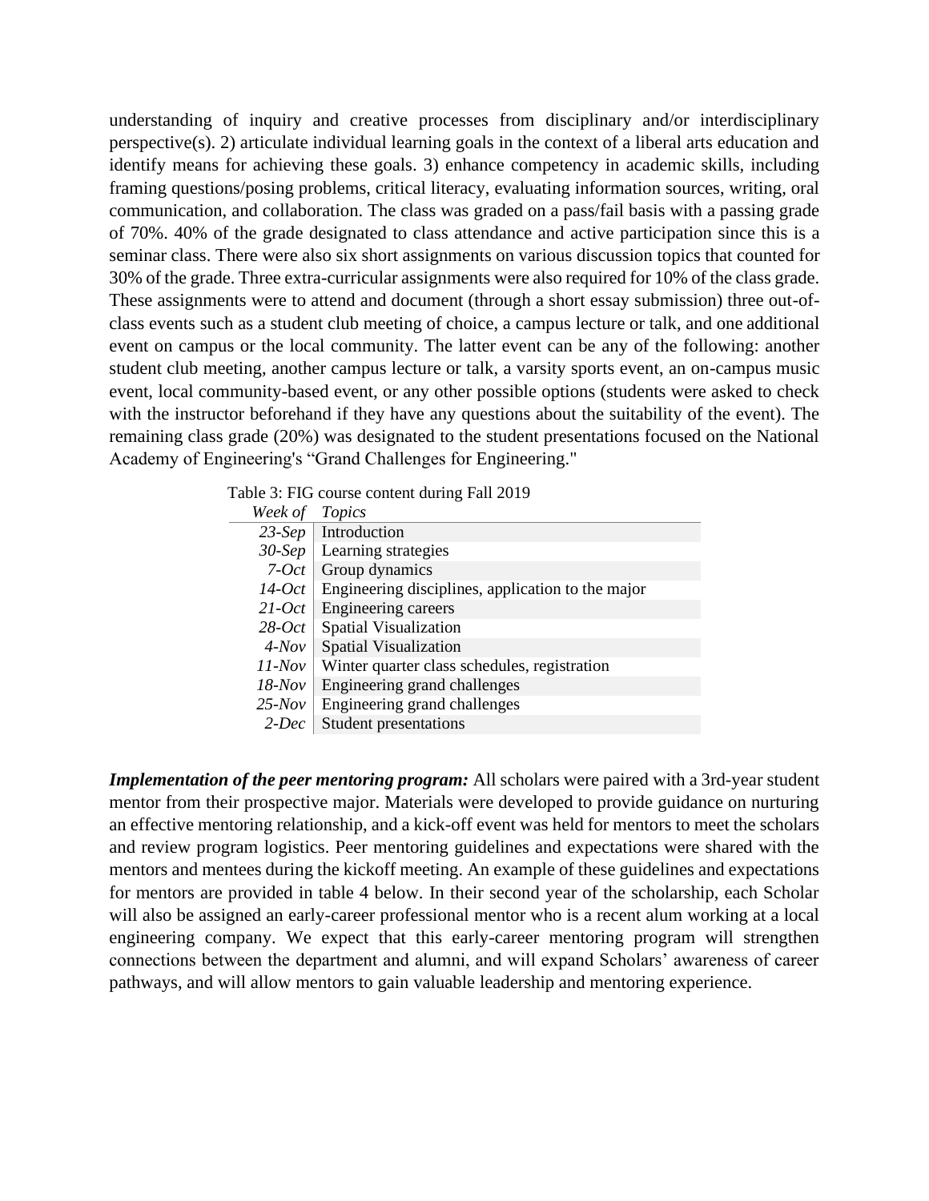understanding of inquiry and creative processes from disciplinary and/or interdisciplinary perspective(s). 2) articulate individual learning goals in the context of a liberal arts education and identify means for achieving these goals. 3) enhance competency in academic skills, including framing questions/posing problems, critical literacy, evaluating information sources, writing, oral communication, and collaboration. The class was graded on a pass/fail basis with a passing grade of 70%. 40% of the grade designated to class attendance and active participation since this is a seminar class. There were also six short assignments on various discussion topics that counted for 30% of the grade. Three extra-curricular assignments were also required for 10% of the class grade. These assignments were to attend and document (through a short essay submission) three out-of-class events such as a student club meeting of choice, a campus lecture or talk, and one additional event on campus or the local community. The latter event can be any of the following: another student club meeting, another campus lecture or talk, a varsity sports event, an on-campus music event, local community-based event, or any other possible options (students were asked to check with the instructor beforehand if they have any questions about the suitability of the event). The remaining class grade (20%) was designated to the student presentations focused on the National Academy of Engineering's "Grand Challenges for Engineering."

Table 3: FIG course content during Fall 2019

| *Week of* | *Topics* |
|---|---|
| *23-Sep* | Introduction |
| *30-Sep* | Learning strategies |
| *7-Oct* | Group dynamics |
| *14-Oct* | Engineering disciplines, application to the major |
| *21-Oct* | Engineering careers |
| *28-Oct* | Spatial Visualization |
| *4-Nov* | Spatial Visualization |
| *11-Nov* | Winter quarter class schedules, registration |
| *18-Nov* | Engineering grand challenges |
| *25-Nov* | Engineering grand challenges |
| *2-Dec* | Student presentations |

***Implementation of the peer mentoring program:*** All scholars were paired with a 3rd-year student mentor from their prospective major. Materials were developed to provide guidance on nurturing an effective mentoring relationship, and a kick-off event was held for mentors to meet the scholars and review program logistics. Peer mentoring guidelines and expectations were shared with the mentors and mentees during the kickoff meeting. An example of these guidelines and expectations for mentors are provided in table 4 below. In their second year of the scholarship, each Scholar will also be assigned an early-career professional mentor who is a recent alum working at a local engineering company. We expect that this early-career mentoring program will strengthen connections between the department and alumni, and will expand Scholars' awareness of career pathways, and will allow mentors to gain valuable leadership and mentoring experience.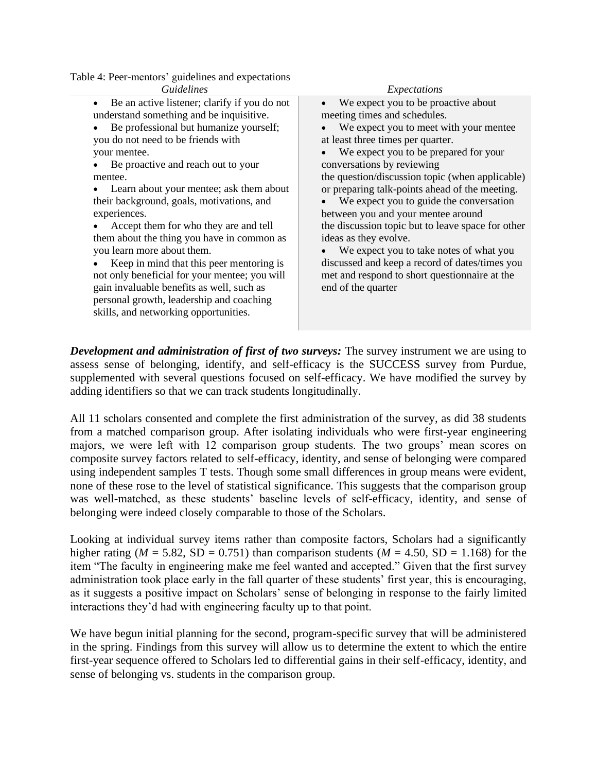Table 4: Peer-mentors' guidelines and expectations

| *Guidelines* | *Expectations* |
| --- | --- |
| • Be an active listener; clarify if you do not understand something and be inquisitive.<br>• Be professional but humanize yourself; you do not need to be friends with your mentee.<br>• Be proactive and reach out to your mentee.<br>• Learn about your mentee; ask them about their background, goals, motivations, and experiences.<br>• Accept them for who they are and tell them about the thing you have in common as you learn more about them.<br>• Keep in mind that this peer mentoring is not only beneficial for your mentee; you will gain invaluable benefits as well, such as personal growth, leadership and coaching skills, and networking opportunities. | • We expect you to be proactive about meeting times and schedules.<br>• We expect you to meet with your mentee at least three times per quarter.<br>• We expect you to be prepared for your conversations by reviewing the question/discussion topic (when applicable) or preparing talk-points ahead of the meeting.<br>• We expect you to guide the conversation between you and your mentee around the discussion topic but to leave space for other ideas as they evolve.<br>• We expect you to take notes of what you discussed and keep a record of dates/times you met and respond to short questionnaire at the end of the quarter |

***Development and administration of first of two surveys:*** The survey instrument we are using to assess sense of belonging, identify, and self-efficacy is the SUCCESS survey from Purdue, supplemented with several questions focused on self-efficacy. We have modified the survey by adding identifiers so that we can track students longitudinally.

All 11 scholars consented and complete the first administration of the survey, as did 38 students from a matched comparison group. After isolating individuals who were first-year engineering majors, we were left with 12 comparison group students. The two groups' mean scores on composite survey factors related to self-efficacy, identity, and sense of belonging were compared using independent samples T tests. Though some small differences in group means were evident, none of these rose to the level of statistical significance. This suggests that the comparison group was well-matched, as these students' baseline levels of self-efficacy, identity, and sense of belonging were indeed closely comparable to those of the Scholars.

Looking at individual survey items rather than composite factors, Scholars had a significantly higher rating ($M$ = 5.82, SD = 0.751) than comparison students ($M$ = 4.50, SD = 1.168) for the item "The faculty in engineering make me feel wanted and accepted." Given that the first survey administration took place early in the fall quarter of these students' first year, this is encouraging, as it suggests a positive impact on Scholars' sense of belonging in response to the fairly limited interactions they'd had with engineering faculty up to that point.

We have begun initial planning for the second, program-specific survey that will be administered in the spring. Findings from this survey will allow us to determine the extent to which the entire first-year sequence offered to Scholars led to differential gains in their self-efficacy, identity, and sense of belonging vs. students in the comparison group.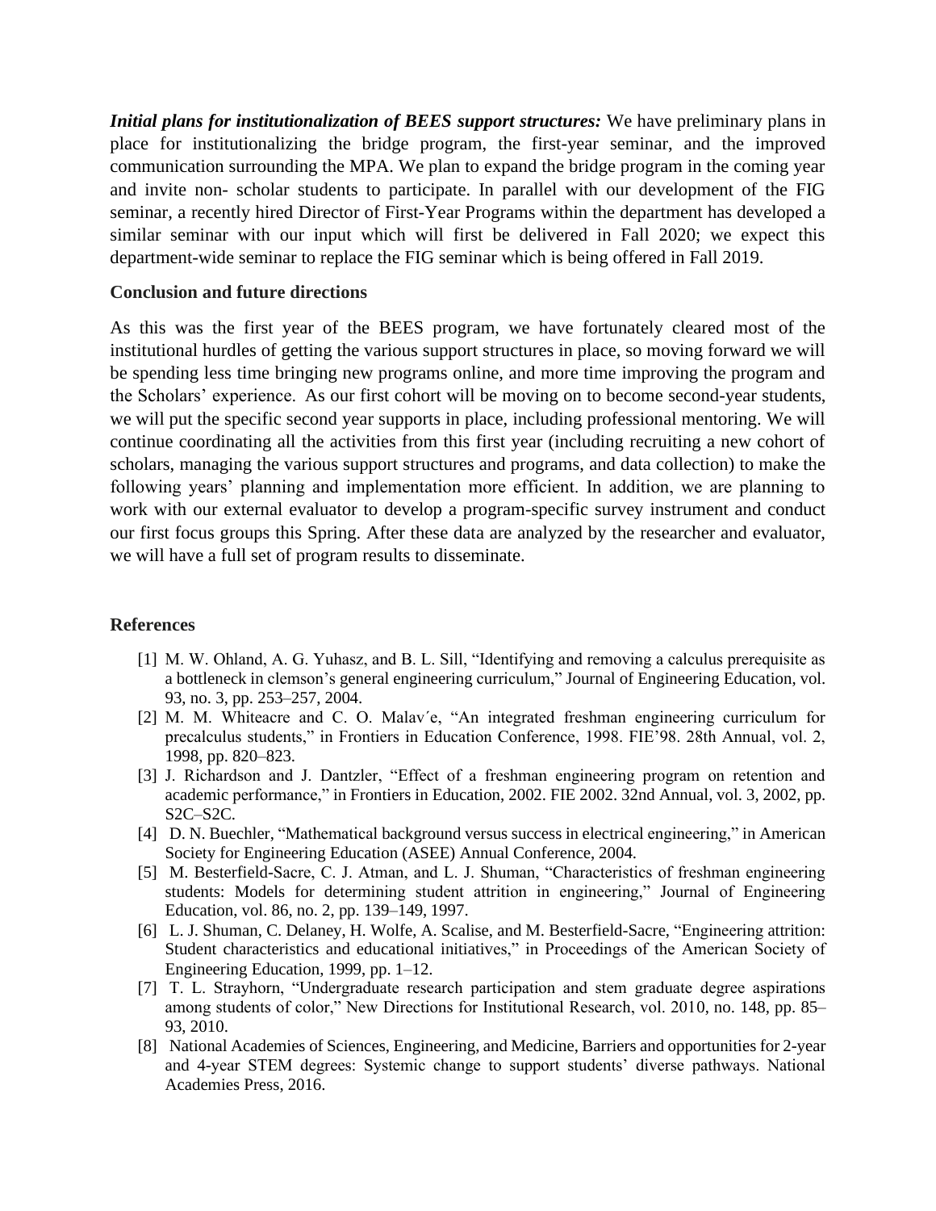***Initial plans for institutionalization of BEES support structures:*** We have preliminary plans in place for institutionalizing the bridge program, the first-year seminar, and the improved communication surrounding the MPA. We plan to expand the bridge program in the coming year and invite non- scholar students to participate. In parallel with our development of the FIG seminar, a recently hired Director of First-Year Programs within the department has developed a similar seminar with our input which will first be delivered in Fall 2020; we expect this department-wide seminar to replace the FIG seminar which is being offered in Fall 2019.

## Conclusion and future directions

As this was the first year of the BEES program, we have fortunately cleared most of the institutional hurdles of getting the various support structures in place, so moving forward we will be spending less time bringing new programs online, and more time improving the program and the Scholars' experience. As our first cohort will be moving on to become second-year students, we will put the specific second year supports in place, including professional mentoring. We will continue coordinating all the activities from this first year (including recruiting a new cohort of scholars, managing the various support structures and programs, and data collection) to make the following years' planning and implementation more efficient. In addition, we are planning to work with our external evaluator to develop a program-specific survey instrument and conduct our first focus groups this Spring. After these data are analyzed by the researcher and evaluator, we will have a full set of program results to disseminate.

## References

[1] M. W. Ohland, A. G. Yuhasz, and B. L. Sill, "Identifying and removing a calculus prerequisite as a bottleneck in clemson's general engineering curriculum," Journal of Engineering Education, vol. 93, no. 3, pp. 253–257, 2004.

[2] M. M. Whiteacre and C. O. Malav´e, "An integrated freshman engineering curriculum for precalculus students," in Frontiers in Education Conference, 1998. FIE'98. 28th Annual, vol. 2, 1998, pp. 820–823.

[3] J. Richardson and J. Dantzler, "Effect of a freshman engineering program on retention and academic performance," in Frontiers in Education, 2002. FIE 2002. 32nd Annual, vol. 3, 2002, pp. S2C–S2C.

[4] D. N. Buechler, "Mathematical background versus success in electrical engineering," in American Society for Engineering Education (ASEE) Annual Conference, 2004.

[5] M. Besterfield-Sacre, C. J. Atman, and L. J. Shuman, "Characteristics of freshman engineering students: Models for determining student attrition in engineering," Journal of Engineering Education, vol. 86, no. 2, pp. 139–149, 1997.

[6] L. J. Shuman, C. Delaney, H. Wolfe, A. Scalise, and M. Besterfield-Sacre, "Engineering attrition: Student characteristics and educational initiatives," in Proceedings of the American Society of Engineering Education, 1999, pp. 1–12.

[7] T. L. Strayhorn, "Undergraduate research participation and stem graduate degree aspirations among students of color," New Directions for Institutional Research, vol. 2010, no. 148, pp. 85–93, 2010.

[8] National Academies of Sciences, Engineering, and Medicine, Barriers and opportunities for 2-year and 4-year STEM degrees: Systemic change to support students' diverse pathways. National Academies Press, 2016.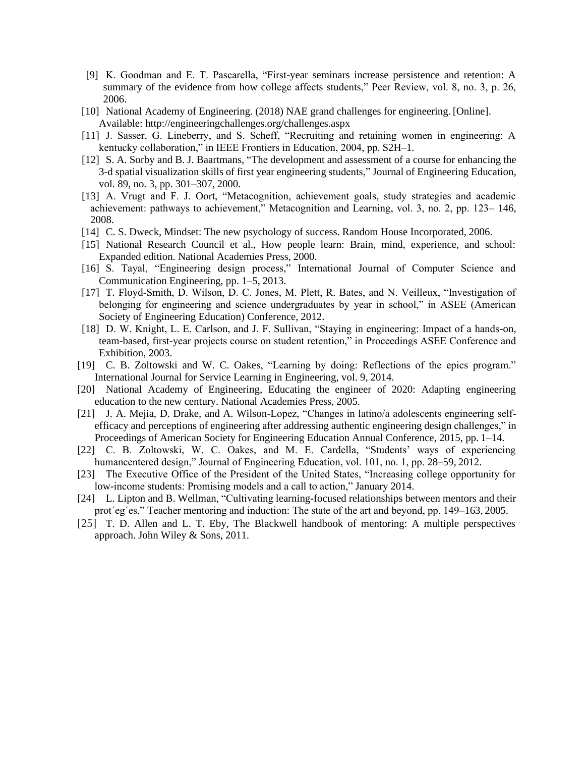[9] K. Goodman and E. T. Pascarella, "First-year seminars increase persistence and retention: A summary of the evidence from how college affects students," Peer Review, vol. 8, no. 3, p. 26, 2006.

[10] National Academy of Engineering. (2018) NAE grand challenges for engineering. [Online]. Available: http://engineeringchallenges.org/challenges.aspx

[11] J. Sasser, G. Lineberry, and S. Scheff, "Recruiting and retaining women in engineering: A kentucky collaboration," in IEEE Frontiers in Education, 2004, pp. S2H–1.

[12] S. A. Sorby and B. J. Baartmans, "The development and assessment of a course for enhancing the 3-d spatial visualization skills of first year engineering students," Journal of Engineering Education, vol. 89, no. 3, pp. 301–307, 2000.

[13] A. Vrugt and F. J. Oort, "Metacognition, achievement goals, study strategies and academic achievement: pathways to achievement," Metacognition and Learning, vol. 3, no. 2, pp. 123– 146, 2008.

[14] C. S. Dweck, Mindset: The new psychology of success. Random House Incorporated, 2006.

[15] National Research Council et al., How people learn: Brain, mind, experience, and school: Expanded edition. National Academies Press, 2000.

[16] S. Tayal, "Engineering design process," International Journal of Computer Science and Communication Engineering, pp. 1–5, 2013.

[17] T. Floyd-Smith, D. Wilson, D. C. Jones, M. Plett, R. Bates, and N. Veilleux, "Investigation of belonging for engineering and science undergraduates by year in school," in ASEE (American Society of Engineering Education) Conference, 2012.

[18] D. W. Knight, L. E. Carlson, and J. F. Sullivan, "Staying in engineering: Impact of a hands-on, team-based, first-year projects course on student retention," in Proceedings ASEE Conference and Exhibition, 2003.

[19] C. B. Zoltowski and W. C. Oakes, "Learning by doing: Reflections of the epics program." International Journal for Service Learning in Engineering, vol. 9, 2014.

[20] National Academy of Engineering, Educating the engineer of 2020: Adapting engineering education to the new century. National Academies Press, 2005.

[21] J. A. Mejia, D. Drake, and A. Wilson-Lopez, "Changes in latino/a adolescents engineering self-efficacy and perceptions of engineering after addressing authentic engineering design challenges," in Proceedings of American Society for Engineering Education Annual Conference, 2015, pp. 1–14.

[22] C. B. Zoltowski, W. C. Oakes, and M. E. Cardella, "Students' ways of experiencing humancentered design," Journal of Engineering Education, vol. 101, no. 1, pp. 28–59, 2012.

[23] The Executive Office of the President of the United States, "Increasing college opportunity for low-income students: Promising models and a call to action," January 2014.

[24] L. Lipton and B. Wellman, "Cultivating learning-focused relationships between mentors and their prot´eg´es," Teacher mentoring and induction: The state of the art and beyond, pp. 149–163, 2005.

[25] T. D. Allen and L. T. Eby, The Blackwell handbook of mentoring: A multiple perspectives approach. John Wiley & Sons, 2011.